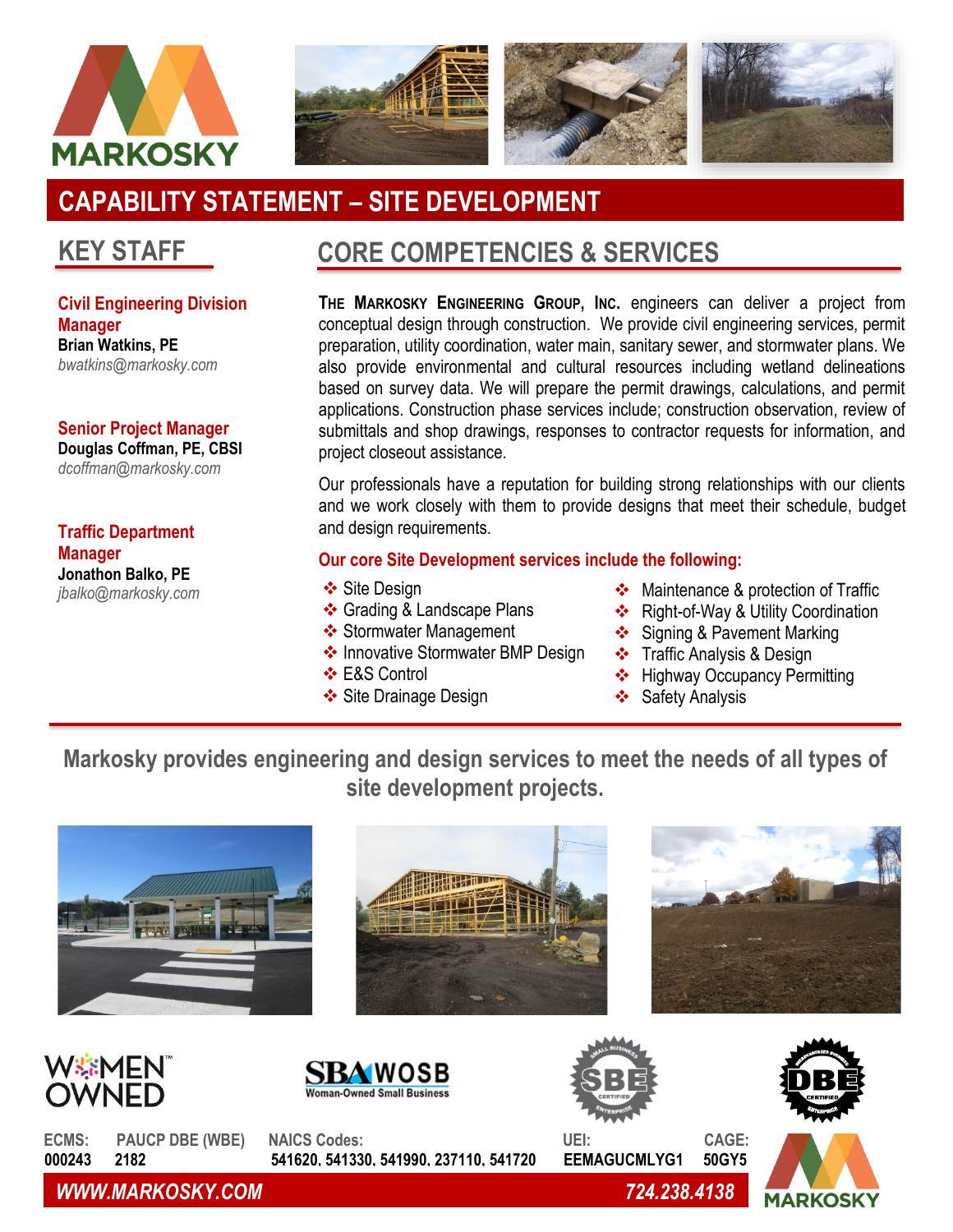# CAPABILITY STATEMENT – SITE DEVELOPMENT

## KEY STAFF

**Civil Engineering Division Manager**
**Brian Watkins, PE**
*bwatkins@markosky.com*

**Senior Project Manager**
**Douglas Coffman, PE, CBSI**
*dcoffman@markosky.com*

**Traffic Department Manager**
**Jonathon Balko, PE**
*jbalko@markosky.com*

## CORE COMPETENCIES & SERVICES

**The Markosky Engineering Group, Inc.** engineers can deliver a project from conceptual design through construction. We provide civil engineering services, permit preparation, utility coordination, water main, sanitary sewer, and stormwater plans. We also provide environmental and cultural resources including wetland delineations based on survey data. We will prepare the permit drawings, calculations, and permit applications. Construction phase services include; construction observation, review of submittals and shop drawings, responses to contractor requests for information, and project closeout assistance.

Our professionals have a reputation for building strong relationships with our clients and we work closely with them to provide designs that meet their schedule, budget and design requirements.

**Our core Site Development services include the following:**

- Site Design
- Grading & Landscape Plans
- Stormwater Management
- Innovative Stormwater BMP Design
- E&S Control
- Site Drainage Design
- Maintenance & protection of Traffic
- Right-of-Way & Utility Coordination
- Signing & Pavement Marking
- Traffic Analysis & Design
- Highway Occupancy Permitting
- Safety Analysis

**Markosky provides engineering and design services to meet the needs of all types of site development projects.**

WOMEN OWNED

SBA WOSB Woman-Owned Small Business

SBE CERTIFIED

DBE CERTIFIED

| ECMS: | PAUCP DBE (WBE) | NAICS Codes: | UEI: | CAGE: |
|---|---|---|---|---|
| 000243 | 2182 | 541620, 541330, 541990, 237110, 541720 | EEMAGUCMLYG1 | 50GY5 |

*WWW.MARKOSKY.COM* *724.238.4138*

MARKOSKY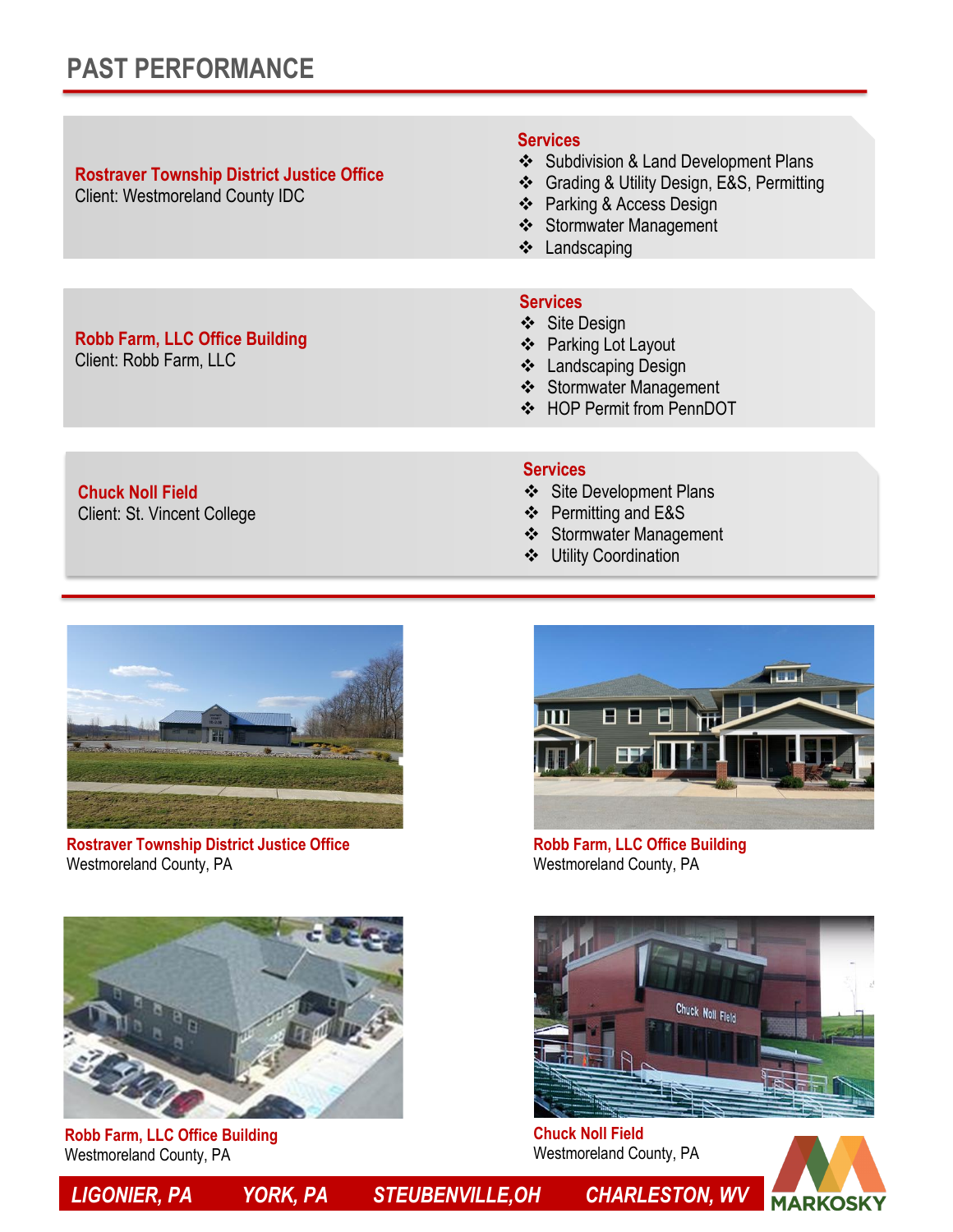## PAST PERFORMANCE

**Rostraver Township District Justice Office**
Client: Westmoreland County IDC

**Services**
- Subdivision & Land Development Plans
- Grading & Utility Design, E&S, Permitting
- Parking & Access Design
- Stormwater Management
- Landscaping

**Robb Farm, LLC Office Building**
Client: Robb Farm, LLC

**Services**
- Site Design
- Parking Lot Layout
- Landscaping Design
- Stormwater Management
- HOP Permit from PennDOT

**Chuck Noll Field**
Client: St. Vincent College

**Services**
- Site Development Plans
- Permitting and E&S
- Stormwater Management
- Utility Coordination

**Rostraver Township District Justice Office**
Westmoreland County, PA

**Robb Farm, LLC Office Building**
Westmoreland County, PA

**Robb Farm, LLC Office Building**
Westmoreland County, PA

**Chuck Noll Field**
Westmoreland County, PA

*LIGONIER, PA* *YORK, PA* *STEUBENVILLE,OH* *CHARLESTON, WV*

MARKOSKY